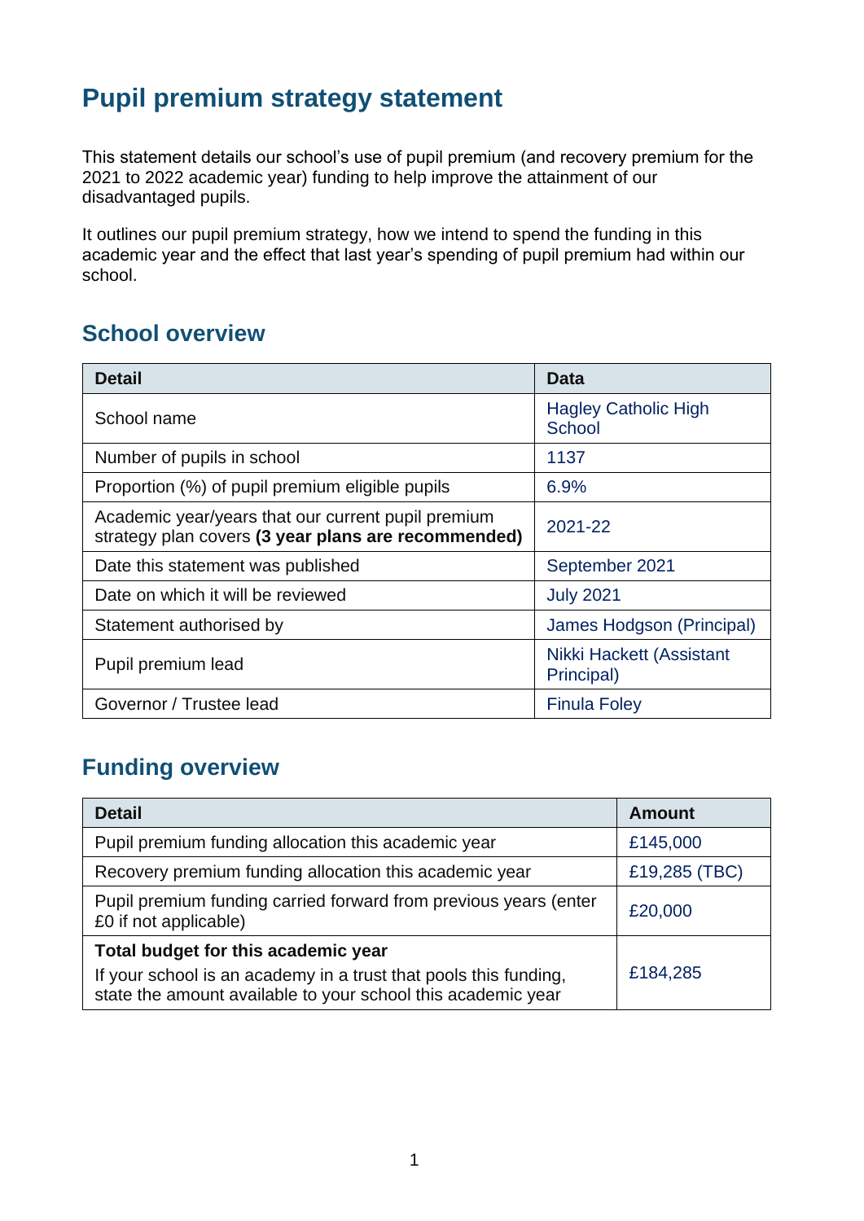# Pupil premium strategy statement

This statement details our school's use of pupil premium (and recovery premium for the 2021 to 2022 academic year) funding to help improve the attainment of our disadvantaged pupils.

It outlines our pupil premium strategy, how we intend to spend the funding in this academic year and the effect that last year's spending of pupil premium had within our school.

## School overview

| Detail | Data |
|---|---|
| School name | Hagley Catholic High School |
| Number of pupils in school | 1137 |
| Proportion (%) of pupil premium eligible pupils | 6.9% |
| Academic year/years that our current pupil premium strategy plan covers **(3 year plans are recommended)** | 2021-22 |
| Date this statement was published | September 2021 |
| Date on which it will be reviewed | July 2021 |
| Statement authorised by | James Hodgson (Principal) |
| Pupil premium lead | Nikki Hackett (Assistant Principal) |
| Governor / Trustee lead | Finula Foley |

## Funding overview

| Detail | Amount |
|---|---|
| Pupil premium funding allocation this academic year | £145,000 |
| Recovery premium funding allocation this academic year | £19,285 (TBC) |
| Pupil premium funding carried forward from previous years (enter £0 if not applicable) | £20,000 |
| **Total budget for this academic year**<br>If your school is an academy in a trust that pools this funding, state the amount available to your school this academic year | £184,285 |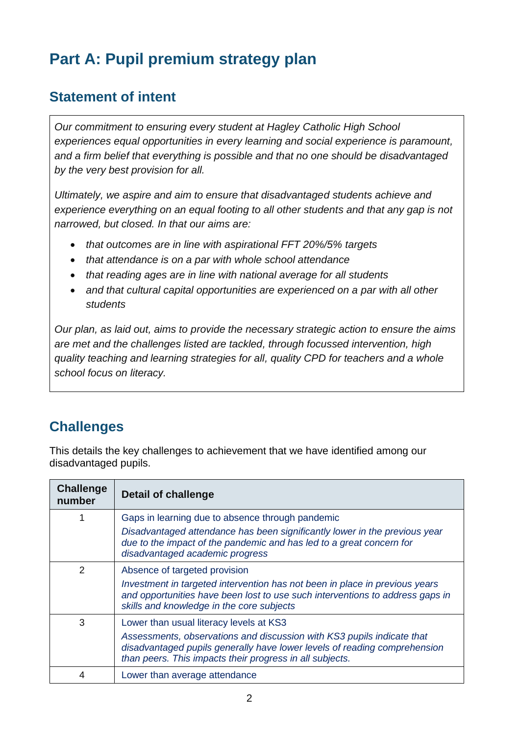# Part A: Pupil premium strategy plan

## Statement of intent

*Our commitment to ensuring every student at Hagley Catholic High School experiences equal opportunities in every learning and social experience is paramount, and a firm belief that everything is possible and that no one should be disadvantaged by the very best provision for all.*

*Ultimately, we aspire and aim to ensure that disadvantaged students achieve and experience everything on an equal footing to all other students and that any gap is not narrowed, but closed. In that our aims are:*

- *that outcomes are in line with aspirational FFT 20%/5% targets*
- *that attendance is on a par with whole school attendance*
- *that reading ages are in line with national average for all students*
- *and that cultural capital opportunities are experienced on a par with all other students*

*Our plan, as laid out, aims to provide the necessary strategic action to ensure the aims are met and the challenges listed are tackled, through focussed intervention, high quality teaching and learning strategies for all, quality CPD for teachers and a whole school focus on literacy.*

## Challenges

This details the key challenges to achievement that we have identified among our disadvantaged pupils.

| Challenge number | Detail of challenge |
|---|---|
| 1 | Gaps in learning due to absence through pandemic<br>*Disadvantaged attendance has been significantly lower in the previous year due to the impact of the pandemic and has led to a great concern for disadvantaged academic progress* |
| 2 | Absence of targeted provision<br>*Investment in targeted intervention has not been in place in previous years and opportunities have been lost to use such interventions to address gaps in skills and knowledge in the core subjects* |
| 3 | Lower than usual literacy levels at KS3<br>*Assessments, observations and discussion with KS3 pupils indicate that disadvantaged pupils generally have lower levels of reading comprehension than peers. This impacts their progress in all subjects.* |
| 4 | Lower than average attendance |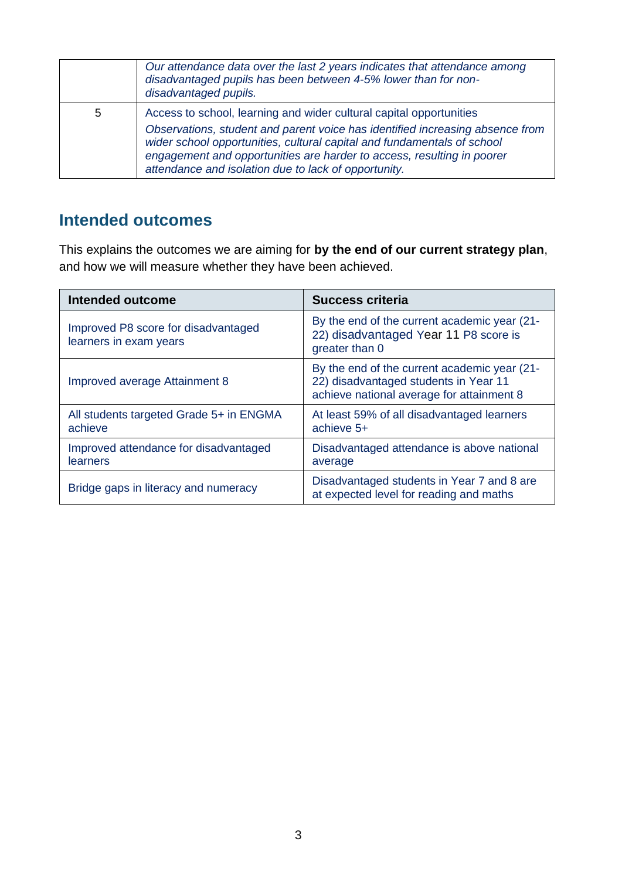| | |
|---|---|
| | *Our attendance data over the last 2 years indicates that attendance among disadvantaged pupils has been between 4-5% lower than for non-disadvantaged pupils.* |
| 5 | Access to school, learning and wider cultural capital opportunities<br>*Observations, student and parent voice has identified increasing absence from wider school opportunities, cultural capital and fundamentals of school engagement and opportunities are harder to access, resulting in poorer attendance and isolation due to lack of opportunity.* |

## Intended outcomes

This explains the outcomes we are aiming for **by the end of our current strategy plan**, and how we will measure whether they have been achieved.

| Intended outcome | Success criteria |
|---|---|
| Improved P8 score for disadvantaged learners in exam years | By the end of the current academic year (21-22) disadvantaged Year 11 P8 score is greater than 0 |
| Improved average Attainment 8 | By the end of the current academic year (21-22) disadvantaged students in Year 11 achieve national average for attainment 8 |
| All students targeted Grade 5+ in ENGMA achieve | At least 59% of all disadvantaged learners achieve 5+ |
| Improved attendance for disadvantaged learners | Disadvantaged attendance is above national average |
| Bridge gaps in literacy and numeracy | Disadvantaged students in Year 7 and 8 are at expected level for reading and maths |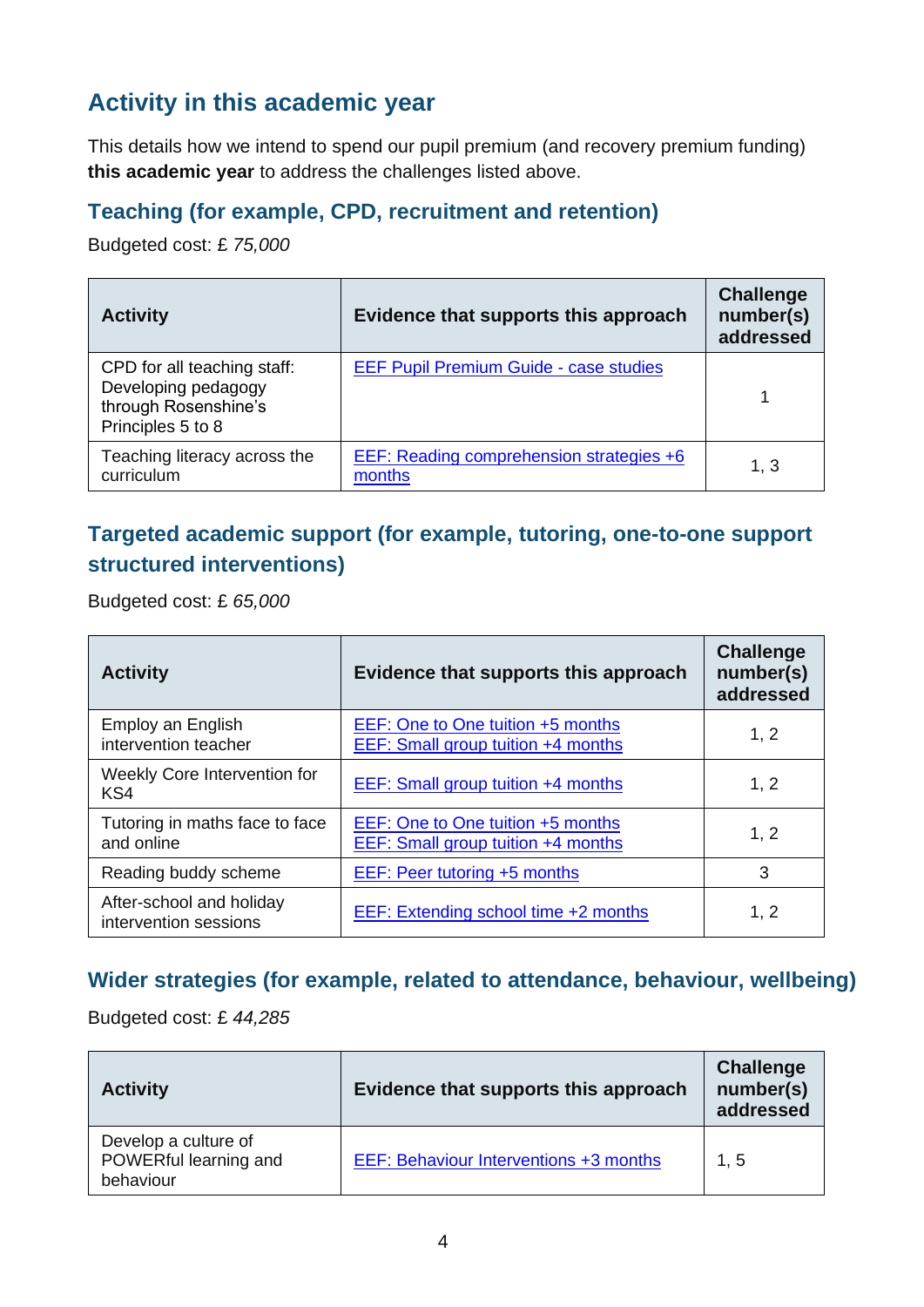## Activity in this academic year

This details how we intend to spend our pupil premium (and recovery premium funding) **this academic year** to address the challenges listed above.

### Teaching (for example, CPD, recruitment and retention)

Budgeted cost: £ *75,000*

| Activity | Evidence that supports this approach | Challenge number(s) addressed |
|---|---|---|
| CPD for all teaching staff: Developing pedagogy through Rosenshine's Principles 5 to 8 | EEF Pupil Premium Guide - case studies | 1 |
| Teaching literacy across the curriculum | EEF: Reading comprehension strategies +6 months | 1, 3 |

### Targeted academic support (for example, tutoring, one-to-one support structured interventions)

Budgeted cost: £ *65,000*

| Activity | Evidence that supports this approach | Challenge number(s) addressed |
|---|---|---|
| Employ an English intervention teacher | EEF: One to One tuition +5 months<br>EEF: Small group tuition +4 months | 1, 2 |
| Weekly Core Intervention for KS4 | EEF: Small group tuition +4 months | 1, 2 |
| Tutoring in maths face to face and online | EEF: One to One tuition +5 months<br>EEF: Small group tuition +4 months | 1, 2 |
| Reading buddy scheme | EEF: Peer tutoring +5 months | 3 |
| After-school and holiday intervention sessions | EEF: Extending school time +2 months | 1, 2 |

### Wider strategies (for example, related to attendance, behaviour, wellbeing)

Budgeted cost: £ *44,285*

| Activity | Evidence that supports this approach | Challenge number(s) addressed |
|---|---|---|
| Develop a culture of POWERful learning and behaviour | EEF: Behaviour Interventions +3 months | 1, 5 |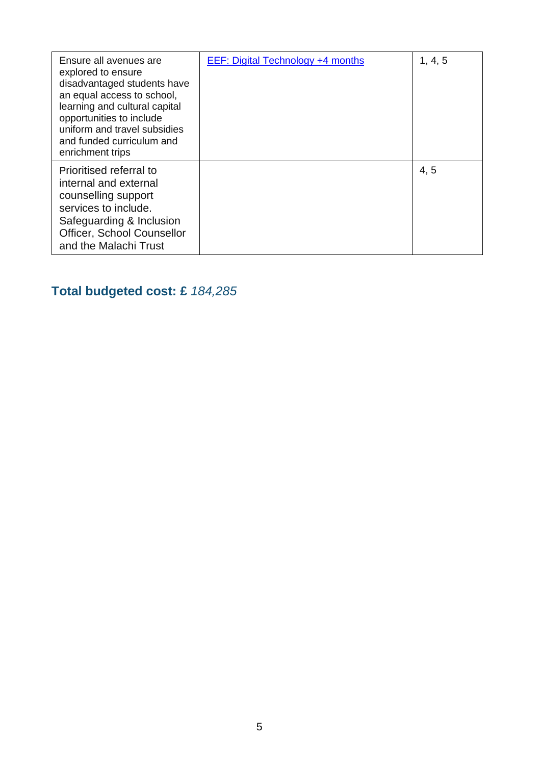| | | |
|---|---|---|
| Ensure all avenues are explored to ensure disadvantaged students have an equal access to school, learning and cultural capital opportunities to include uniform and travel subsidies and funded curriculum and enrichment trips | [EEF: Digital Technology +4 months]() | 1, 4, 5 |
| Prioritised referral to internal and external counselling support services to include. Safeguarding & Inclusion Officer, School Counsellor and the Malachi Trust | | 4, 5 |

## Total budgeted cost: £ *184,285*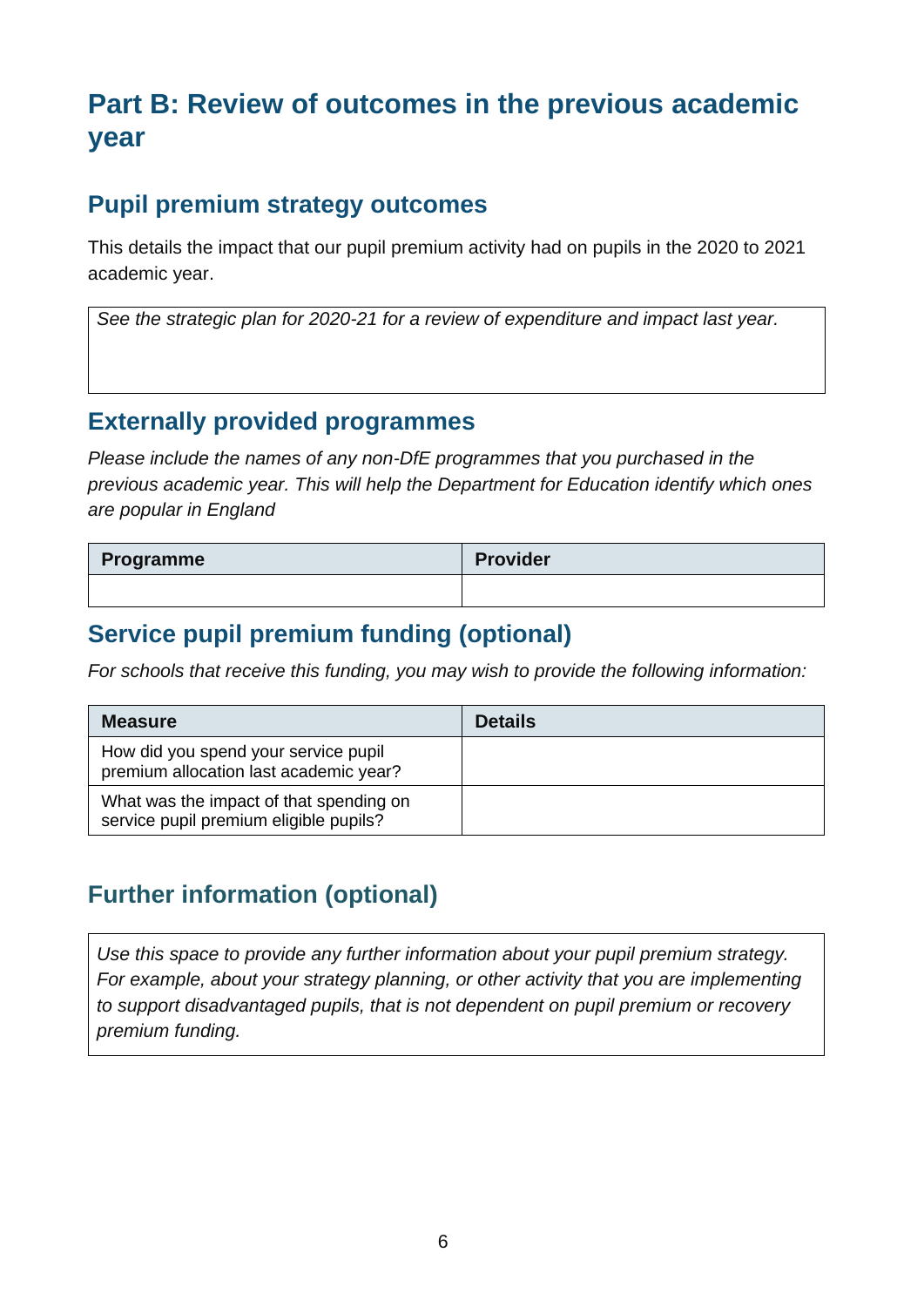# Part B: Review of outcomes in the previous academic year

## Pupil premium strategy outcomes

This details the impact that our pupil premium activity had on pupils in the 2020 to 2021 academic year.

| |
|---|
| *See the strategic plan for 2020-21 for a review of expenditure and impact last year.* |

## Externally provided programmes

*Please include the names of any non-DfE programmes that you purchased in the previous academic year. This will help the Department for Education identify which ones are popular in England*

| Programme | Provider |
|---|---|
| | |

## Service pupil premium funding (optional)

*For schools that receive this funding, you may wish to provide the following information:*

| Measure | Details |
|---|---|
| How did you spend your service pupil premium allocation last academic year? | |
| What was the impact of that spending on service pupil premium eligible pupils? | |

## Further information (optional)

| |
|---|
| *Use this space to provide any further information about your pupil premium strategy. For example, about your strategy planning, or other activity that you are implementing to support disadvantaged pupils, that is not dependent on pupil premium or recovery premium funding.* |